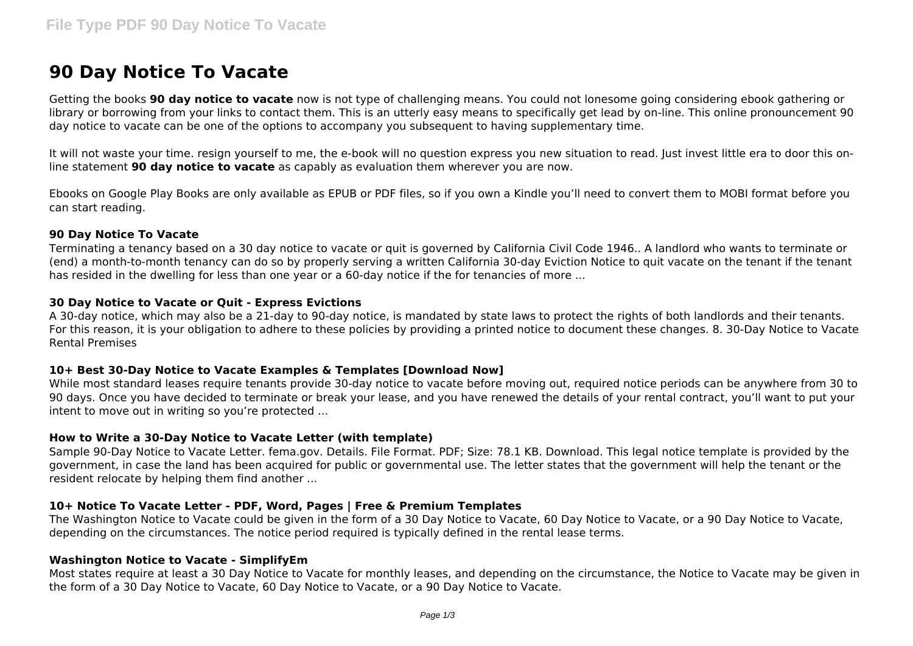# 90 Day Notice To Vacate

Getting the books **90 day notice to vacate** now is not type of challenging means. You could not lonesome going considering ebook gathering or library or borrowing from your links to contact them. This is an utterly easy means to specifically get lead by on-line. This online pronouncement 90 day notice to vacate can be one of the options to accompany you subsequent to having supplementary time.

It will not waste your time. resign yourself to me, the e-book will no question express you new situation to read. Just invest little era to door this on-line statement **90 day notice to vacate** as capably as evaluation them wherever you are now.

Ebooks on Google Play Books are only available as EPUB or PDF files, so if you own a Kindle you'll need to convert them to MOBI format before you can start reading.

### 90 Day Notice To Vacate

Terminating a tenancy based on a 30 day notice to vacate or quit is governed by California Civil Code 1946.. A landlord who wants to terminate or (end) a month-to-month tenancy can do so by properly serving a written California 30-day Eviction Notice to quit vacate on the tenant if the tenant has resided in the dwelling for less than one year or a 60-day notice if the for tenancies of more ...

### 30 Day Notice to Vacate or Quit - Express Evictions

A 30-day notice, which may also be a 21-day to 90-day notice, is mandated by state laws to protect the rights of both landlords and their tenants. For this reason, it is your obligation to adhere to these policies by providing a printed notice to document these changes. 8. 30-Day Notice to Vacate Rental Premises

### 10+ Best 30-Day Notice to Vacate Examples & Templates [Download Now]

While most standard leases require tenants provide 30-day notice to vacate before moving out, required notice periods can be anywhere from 30 to 90 days. Once you have decided to terminate or break your lease, and you have renewed the details of your rental contract, you'll want to put your intent to move out in writing so you're protected ...

### How to Write a 30-Day Notice to Vacate Letter (with template)

Sample 90-Day Notice to Vacate Letter. fema.gov. Details. File Format. PDF; Size: 78.1 KB. Download. This legal notice template is provided by the government, in case the land has been acquired for public or governmental use. The letter states that the government will help the tenant or the resident relocate by helping them find another ...

### 10+ Notice To Vacate Letter - PDF, Word, Pages | Free & Premium Templates

The Washington Notice to Vacate could be given in the form of a 30 Day Notice to Vacate, 60 Day Notice to Vacate, or a 90 Day Notice to Vacate, depending on the circumstances. The notice period required is typically defined in the rental lease terms.

### Washington Notice to Vacate - SimplifyEm

Most states require at least a 30 Day Notice to Vacate for monthly leases, and depending on the circumstance, the Notice to Vacate may be given in the form of a 30 Day Notice to Vacate, 60 Day Notice to Vacate, or a 90 Day Notice to Vacate.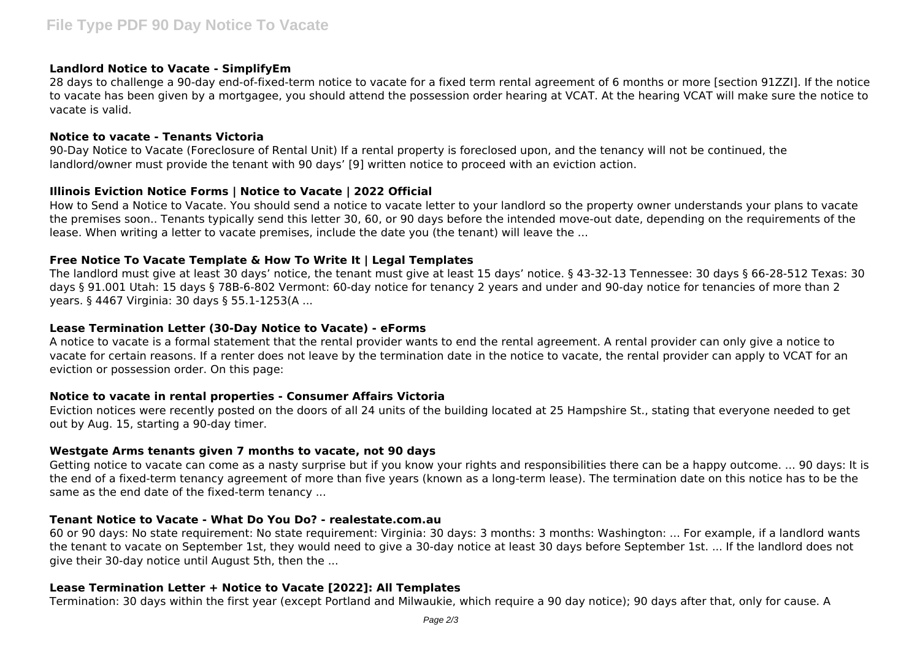### Landlord Notice to Vacate - SimplifyEm

28 days to challenge a 90-day end-of-fixed-term notice to vacate for a fixed term rental agreement of 6 months or more [section 91ZZI]. If the notice to vacate has been given by a mortgagee, you should attend the possession order hearing at VCAT. At the hearing VCAT will make sure the notice to vacate is valid.

### Notice to vacate - Tenants Victoria

90-Day Notice to Vacate (Foreclosure of Rental Unit) If a rental property is foreclosed upon, and the tenancy will not be continued, the landlord/owner must provide the tenant with 90 days' [9] written notice to proceed with an eviction action.

### Illinois Eviction Notice Forms | Notice to Vacate | 2022 Official

How to Send a Notice to Vacate. You should send a notice to vacate letter to your landlord so the property owner understands your plans to vacate the premises soon.. Tenants typically send this letter 30, 60, or 90 days before the intended move-out date, depending on the requirements of the lease. When writing a letter to vacate premises, include the date you (the tenant) will leave the ...

### Free Notice To Vacate Template & How To Write It | Legal Templates

The landlord must give at least 30 days' notice, the tenant must give at least 15 days' notice. § 43-32-13 Tennessee: 30 days § 66-28-512 Texas: 30 days § 91.001 Utah: 15 days § 78B-6-802 Vermont: 60-day notice for tenancy 2 years and under and 90-day notice for tenancies of more than 2 years. § 4467 Virginia: 30 days § 55.1-1253(A ...

### Lease Termination Letter (30-Day Notice to Vacate) - eForms

A notice to vacate is a formal statement that the rental provider wants to end the rental agreement. A rental provider can only give a notice to vacate for certain reasons. If a renter does not leave by the termination date in the notice to vacate, the rental provider can apply to VCAT for an eviction or possession order. On this page:

### Notice to vacate in rental properties - Consumer Affairs Victoria

Eviction notices were recently posted on the doors of all 24 units of the building located at 25 Hampshire St., stating that everyone needed to get out by Aug. 15, starting a 90-day timer.

### Westgate Arms tenants given 7 months to vacate, not 90 days

Getting notice to vacate can come as a nasty surprise but if you know your rights and responsibilities there can be a happy outcome. ... 90 days: It is the end of a fixed-term tenancy agreement of more than five years (known as a long-term lease). The termination date on this notice has to be the same as the end date of the fixed-term tenancy ...

### Tenant Notice to Vacate - What Do You Do? - realestate.com.au

60 or 90 days: No state requirement: No state requirement: Virginia: 30 days: 3 months: 3 months: Washington: ... For example, if a landlord wants the tenant to vacate on September 1st, they would need to give a 30-day notice at least 30 days before September 1st. ... If the landlord does not give their 30-day notice until August 5th, then the ...

### Lease Termination Letter + Notice to Vacate [2022]: All Templates

Termination: 30 days within the first year (except Portland and Milwaukie, which require a 90 day notice); 90 days after that, only for cause. A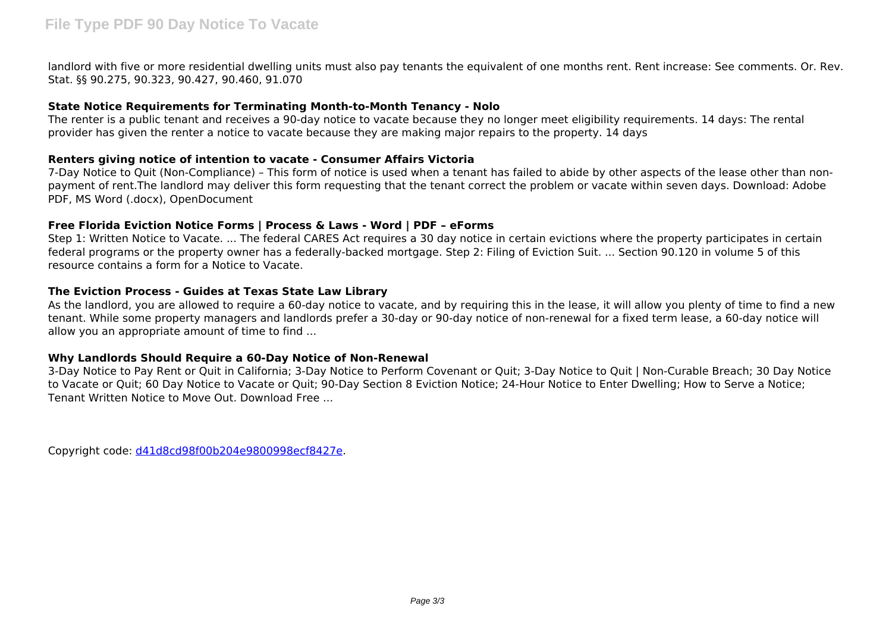landlord with five or more residential dwelling units must also pay tenants the equivalent of one months rent. Rent increase: See comments. Or. Rev. Stat. §§ 90.275, 90.323, 90.427, 90.460, 91.070

### State Notice Requirements for Terminating Month-to-Month Tenancy - Nolo

The renter is a public tenant and receives a 90-day notice to vacate because they no longer meet eligibility requirements. 14 days: The rental provider has given the renter a notice to vacate because they are making major repairs to the property. 14 days

### Renters giving notice of intention to vacate - Consumer Affairs Victoria

7-Day Notice to Quit (Non-Compliance) – This form of notice is used when a tenant has failed to abide by other aspects of the lease other than non-payment of rent.The landlord may deliver this form requesting that the tenant correct the problem or vacate within seven days. Download: Adobe PDF, MS Word (.docx), OpenDocument

### Free Florida Eviction Notice Forms | Process & Laws - Word | PDF – eForms

Step 1: Written Notice to Vacate. ... The federal CARES Act requires a 30 day notice in certain evictions where the property participates in certain federal programs or the property owner has a federally-backed mortgage. Step 2: Filing of Eviction Suit. ... Section 90.120 in volume 5 of this resource contains a form for a Notice to Vacate.

### The Eviction Process - Guides at Texas State Law Library

As the landlord, you are allowed to require a 60-day notice to vacate, and by requiring this in the lease, it will allow you plenty of time to find a new tenant. While some property managers and landlords prefer a 30-day or 90-day notice of non-renewal for a fixed term lease, a 60-day notice will allow you an appropriate amount of time to find ...

### Why Landlords Should Require a 60-Day Notice of Non-Renewal

3-Day Notice to Pay Rent or Quit in California; 3-Day Notice to Perform Covenant or Quit; 3-Day Notice to Quit | Non-Curable Breach; 30 Day Notice to Vacate or Quit; 60 Day Notice to Vacate or Quit; 90-Day Section 8 Eviction Notice; 24-Hour Notice to Enter Dwelling; How to Serve a Notice; Tenant Written Notice to Move Out. Download Free ...

Copyright code: d41d8cd98f00b204e9800998ecf8427e.